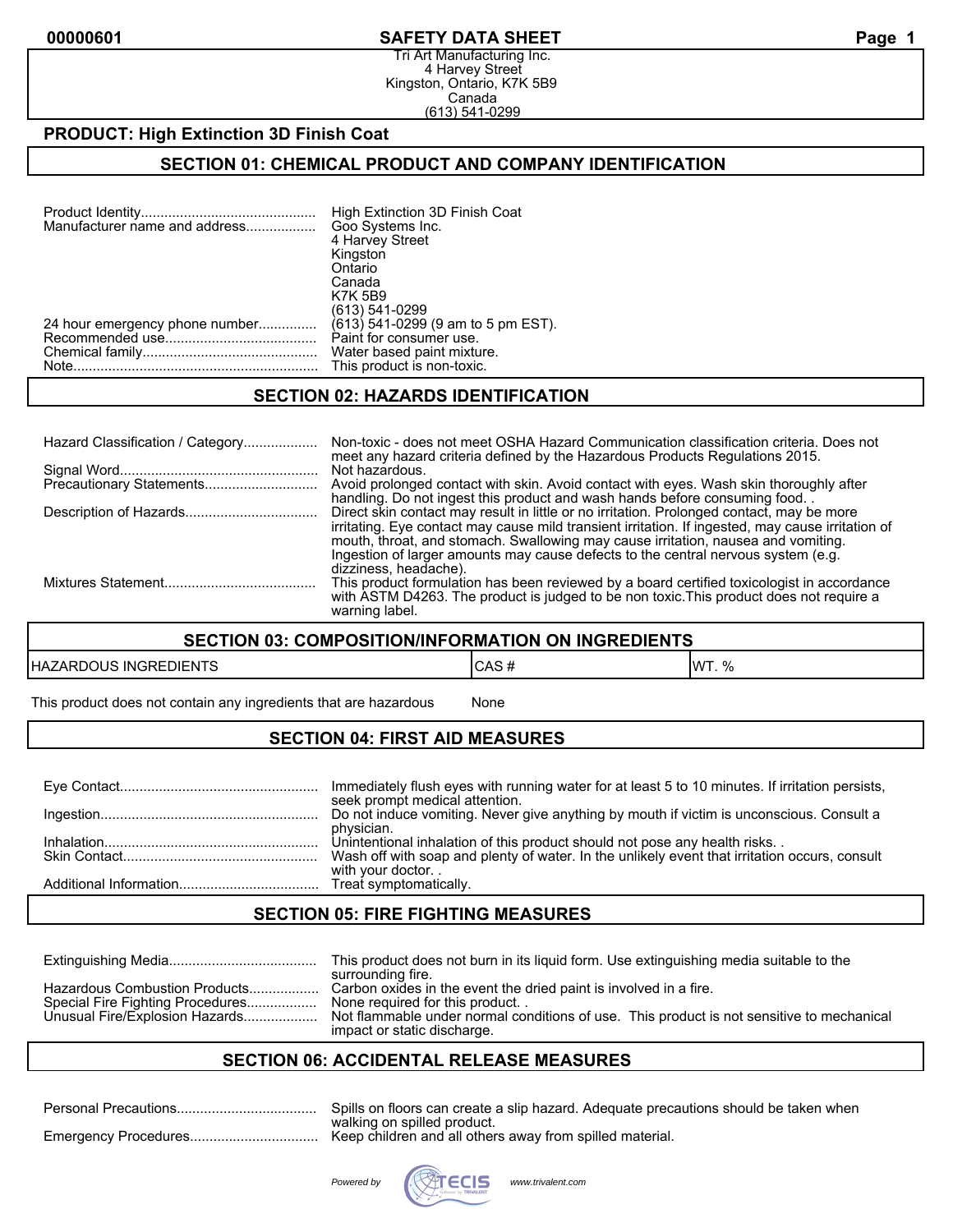00000601 **SAFETY DATA SHEET**

Tri Art Manufacturing Inc.
4 Harvey Street
Kingston, Ontario, K7K 5B9
Canada
(613) 541-0299

**PRODUCT: High Extinction 3D Finish Coat**

## SECTION 01: CHEMICAL PRODUCT AND COMPANY IDENTIFICATION

| | |
|---|---|
| Product Identity | High Extinction 3D Finish Coat |
| Manufacturer name and address | Goo Systems Inc.<br>4 Harvey Street<br>Kingston<br>Ontario<br>Canada<br>K7K 5B9<br>(613) 541-0299 |
| 24 hour emergency phone number | (613) 541-0299 (9 am to 5 pm EST). |
| Recommended use | Paint for consumer use. |
| Chemical family | Water based paint mixture. |
| Note | This product is non-toxic. |

## SECTION 02: HAZARDS IDENTIFICATION

| | |
|---|---|
| Hazard Classification / Category | Non-toxic - does not meet OSHA Hazard Communication classification criteria. Does not meet any hazard criteria defined by the Hazardous Products Regulations 2015. |
| Signal Word | Not hazardous. |
| Precautionary Statements | Avoid prolonged contact with skin. Avoid contact with eyes. Wash skin thoroughly after handling. Do not ingest this product and wash hands before consuming food. . |
| Description of Hazards | Direct skin contact may result in little or no irritation. Prolonged contact, may be more irritating. Eye contact may cause mild transient irritation. If ingested, may cause irritation of mouth, throat, and stomach. Swallowing may cause irritation, nausea and vomiting. Ingestion of larger amounts may cause defects to the central nervous system (e.g. dizziness, headache). |
| Mixtures Statement | This product formulation has been reviewed by a board certified toxicologist in accordance with ASTM D4263. The product is judged to be non toxic.This product does not require a warning label. |

## SECTION 03: COMPOSITION/INFORMATION ON INGREDIENTS

| HAZARDOUS INGREDIENTS | CAS # | WT. % |
|---|---|---|
| This product does not contain any ingredients that are hazardous | None | |

## SECTION 04: FIRST AID MEASURES

| | |
|---|---|
| Eye Contact | Immediately flush eyes with running water for at least 5 to 10 minutes. If irritation persists, seek prompt medical attention. |
| Ingestion | Do not induce vomiting. Never give anything by mouth if victim is unconscious. Consult a physician. |
| Inhalation | Unintentional inhalation of this product should not pose any health risks. . |
| Skin Contact | Wash off with soap and plenty of water. In the unlikely event that irritation occurs, consult with your doctor. . |
| Additional Information | Treat symptomatically. |

## SECTION 05: FIRE FIGHTING MEASURES

| | |
|---|---|
| Extinguishing Media | This product does not burn in its liquid form. Use extinguishing media suitable to the surrounding fire. |
| Hazardous Combustion Products | Carbon oxides in the event the dried paint is involved in a fire. |
| Special Fire Fighting Procedures | None required for this product. . |
| Unusual Fire/Explosion Hazards | Not flammable under normal conditions of use. This product is not sensitive to mechanical impact or static discharge. |

## SECTION 06: ACCIDENTAL RELEASE MEASURES

| | |
|---|---|
| Personal Precautions | Spills on floors can create a slip hazard. Adequate precautions should be taken when walking on spilled product. |
| Emergency Procedures | Keep children and all others away from spilled material. |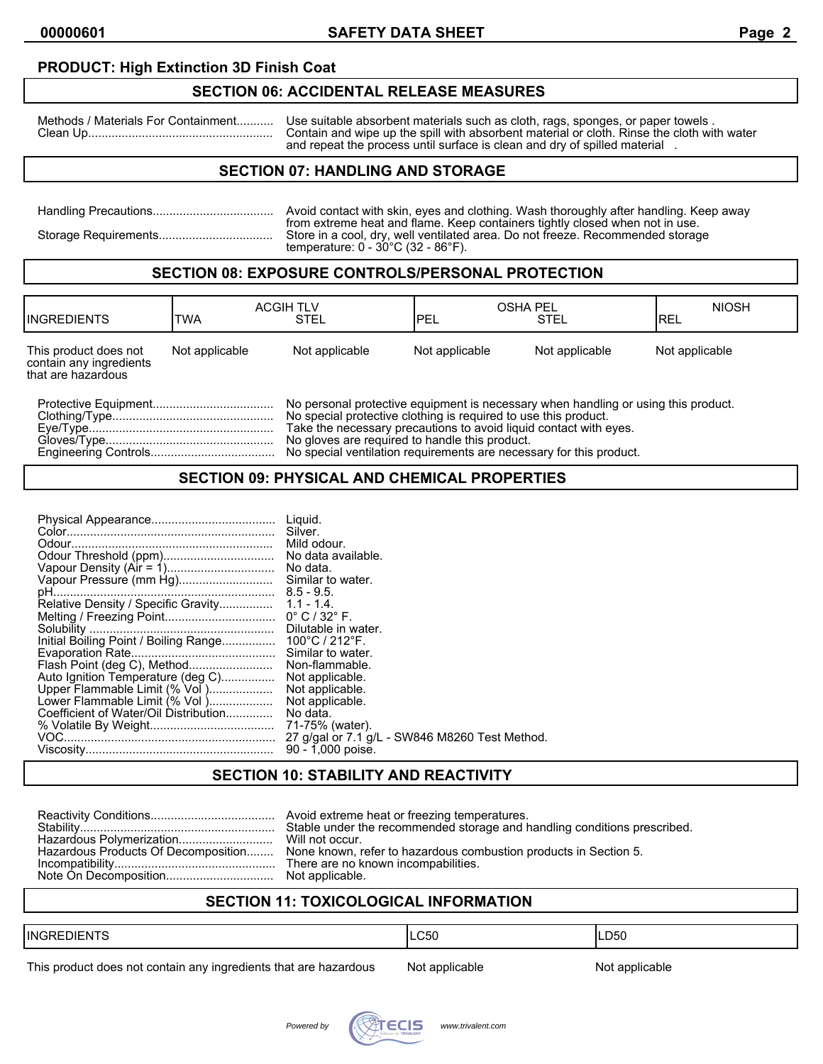**PRODUCT: High Extinction 3D Finish Coat**

## SECTION 06: ACCIDENTAL RELEASE MEASURES

Methods / Materials For Containment........... Use suitable absorbent materials such as cloth, rags, sponges, or paper towels .
Clean Up....................................................... Contain and wipe up the spill with absorbent material or cloth. Rinse the cloth with water and repeat the process until surface is clean and dry of spilled material .

## SECTION 07: HANDLING AND STORAGE

Handling Precautions.................................... Avoid contact with skin, eyes and clothing. Wash thoroughly after handling. Keep away from extreme heat and flame. Keep containers tightly closed when not in use.
Storage Requirements.................................. Store in a cool, dry, well ventilated area. Do not freeze. Recommended storage temperature: 0 - 30°C (32 - 86°F).

## SECTION 08: EXPOSURE CONTROLS/PERSONAL PROTECTION

| INGREDIENTS | ACGIH TLV | | OSHA PEL | | NIOSH |
|---|---|---|---|---|---|
| | TWA | STEL | PEL | STEL | REL |
| This product does not contain any ingredients that are hazardous | Not applicable | Not applicable | Not applicable | Not applicable | Not applicable |

Protective Equipment.................................... No personal protective equipment is necessary when handling or using this product.
Clothing/Type................................................ No special protective clothing is required to use this product.
Eye/Type....................................................... Take the necessary precautions to avoid liquid contact with eyes.
Gloves/Type.................................................. No gloves are required to handle this product.
Engineering Controls..................................... No special ventilation requirements are necessary for this product.

## SECTION 09: PHYSICAL AND CHEMICAL PROPERTIES

Physical Appearance..................................... Liquid.
Color.............................................................. Silver.
Odour............................................................. Mild odour.
Odour Threshold (ppm)................................. No data available.
Vapour Density (Air = 1)................................ No data.
Vapour Pressure (mm Hg)............................. Similar to water.
pH.................................................................. 8.5 - 9.5.
Relative Density / Specific Gravity................ 1.1 - 1.4.
Melting / Freezing Point................................. 0° C / 32° F.
Solubility ....................................................... Dilutable in water.
Initial Boiling Point / Boiling Range................ 100°C / 212°F.
Evaporation Rate........................................... Similar to water.
Flash Point (deg C), Method......................... Non-flammable.
Auto Ignition Temperature (deg C)................ Not applicable.
Upper Flammable Limit (% Vol )................... Not applicable.
Lower Flammable Limit (% Vol )................... Not applicable.
Coefficient of Water/Oil Distribution............. No data.
% Volatile By Weight..................................... 71-75% (water).
VOC............................................................... 27 g/gal or 7.1 g/L - SW846 M8260 Test Method.
Viscosity........................................................ 90 - 1,000 poise.

## SECTION 10: STABILITY AND REACTIVITY

Reactivity Conditions..................................... Avoid extreme heat or freezing temperatures.
Stability.......................................................... Stable under the recommended storage and handling conditions prescribed.
Hazardous Polymerization............................ Will not occur.
Hazardous Products Of Decomposition........ None known, refer to hazardous combustion products in Section 5.
Incompatibility............................................... There are no known incompatibilities.
Note On Decomposition................................ Not applicable.

## SECTION 11: TOXICOLOGICAL INFORMATION

| INGREDIENTS | LC50 | LD50 |
|---|---|---|
| This product does not contain any ingredients that are hazardous | Not applicable | Not applicable |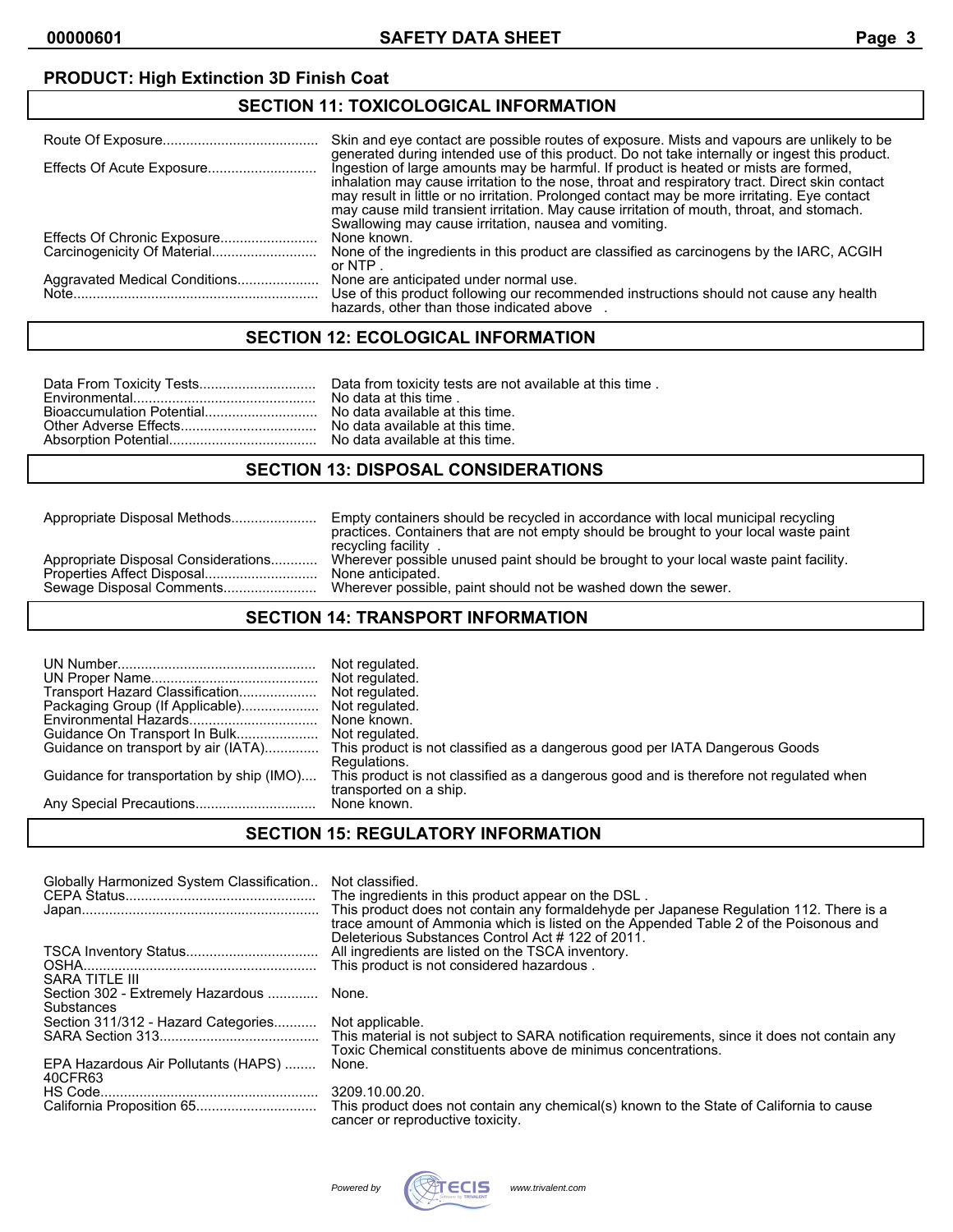**PRODUCT: High Extinction 3D Finish Coat**

## SECTION 11: TOXICOLOGICAL INFORMATION

| | |
|---|---|
| Route Of Exposure | Skin and eye contact are possible routes of exposure. Mists and vapours are unlikely to be generated during intended use of this product. Do not take internally or ingest this product. |
| Effects Of Acute Exposure | Ingestion of large amounts may be harmful. If product is heated or mists are formed, inhalation may cause irritation to the nose, throat and respiratory tract. Direct skin contact may result in little or no irritation. Prolonged contact may be more irritating. Eye contact may cause mild transient irritation. May cause irritation of mouth, throat, and stomach. Swallowing may cause irritation, nausea and vomiting. |
| Effects Of Chronic Exposure | None known. |
| Carcinogenicity Of Material | None of the ingredients in this product are classified as carcinogens by the IARC, ACGIH or NTP . |
| Aggravated Medical Conditions | None are anticipated under normal use. |
| Note | Use of this product following our recommended instructions should not cause any health hazards, other than those indicated above . |

## SECTION 12: ECOLOGICAL INFORMATION

| | |
|---|---|
| Data From Toxicity Tests | Data from toxicity tests are not available at this time . |
| Environmental | No data at this time . |
| Bioaccumulation Potential | No data available at this time. |
| Other Adverse Effects | No data available at this time. |
| Absorption Potential | No data available at this time. |

## SECTION 13: DISPOSAL CONSIDERATIONS

| | |
|---|---|
| Appropriate Disposal Methods | Empty containers should be recycled in accordance with local municipal recycling practices. Containers that are not empty should be brought to your local waste paint recycling facility . |
| Appropriate Disposal Considerations | Wherever possible unused paint should be brought to your local waste paint facility. |
| Properties Affect Disposal | None anticipated. |
| Sewage Disposal Comments | Wherever possible, paint should not be washed down the sewer. |

## SECTION 14: TRANSPORT INFORMATION

| | |
|---|---|
| UN Number | Not regulated. |
| UN Proper Name | Not regulated. |
| Transport Hazard Classification | Not regulated. |
| Packaging Group (If Applicable) | Not regulated. |
| Environmental Hazards | None known. |
| Guidance On Transport In Bulk | Not regulated. |
| Guidance on transport by air (IATA) | This product is not classified as a dangerous good per IATA Dangerous Goods Regulations. |
| Guidance for transportation by ship (IMO) | This product is not classified as a dangerous good and is therefore not regulated when transported on a ship. |
| Any Special Precautions | None known. |

## SECTION 15: REGULATORY INFORMATION

| | |
|---|---|
| Globally Harmonized System Classification | Not classified. |
| CEPA Status | The ingredients in this product appear on the DSL . |
| Japan | This product does not contain any formaldehyde per Japanese Regulation 112. There is a trace amount of Ammonia which is listed on the Appended Table 2 of the Poisonous and Deleterious Substances Control Act # 122 of 2011. |
| TSCA Inventory Status | All ingredients are listed on the TSCA inventory. |
| OSHA | This product is not considered hazardous . |
| SARA TITLE III | |
| Section 302 - Extremely Hazardous Substances | None. |
| Section 311/312 - Hazard Categories | Not applicable. |
| SARA Section 313 | This material is not subject to SARA notification requirements, since it does not contain any Toxic Chemical constituents above de minimus concentrations. |
| EPA Hazardous Air Pollutants (HAPS) 40CFR63 | None. |
| HS Code | 3209.10.00.20. |
| California Proposition 65 | This product does not contain any chemical(s) known to the State of California to cause cancer or reproductive toxicity. |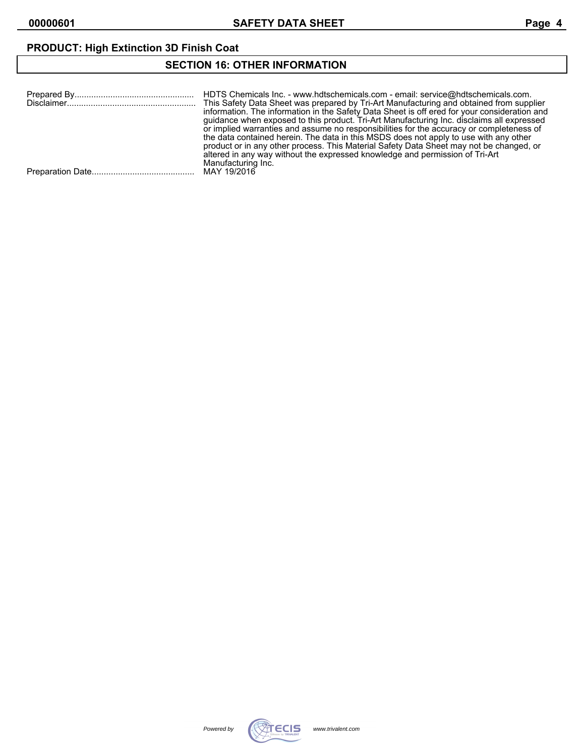**PRODUCT: High Extinction 3D Finish Coat**

## SECTION 16: OTHER INFORMATION

| | |
|---|---|
| Prepared By | HDTS Chemicals Inc. - www.hdtschemicals.com - email: service@hdtschemicals.com. |
| Disclaimer | This Safety Data Sheet was prepared by Tri-Art Manufacturing and obtained from supplier information. The information in the Safety Data Sheet is off ered for your consideration and guidance when exposed to this product. Tri-Art Manufacturing Inc. disclaims all expressed or implied warranties and assume no responsibilities for the accuracy or completeness of the data contained herein. The data in this MSDS does not apply to use with any other product or in any other process. This Material Safety Data Sheet may not be changed, or altered in any way without the expressed knowledge and permission of Tri-Art Manufacturing Inc. |
| Preparation Date | MAY 19/2016 |